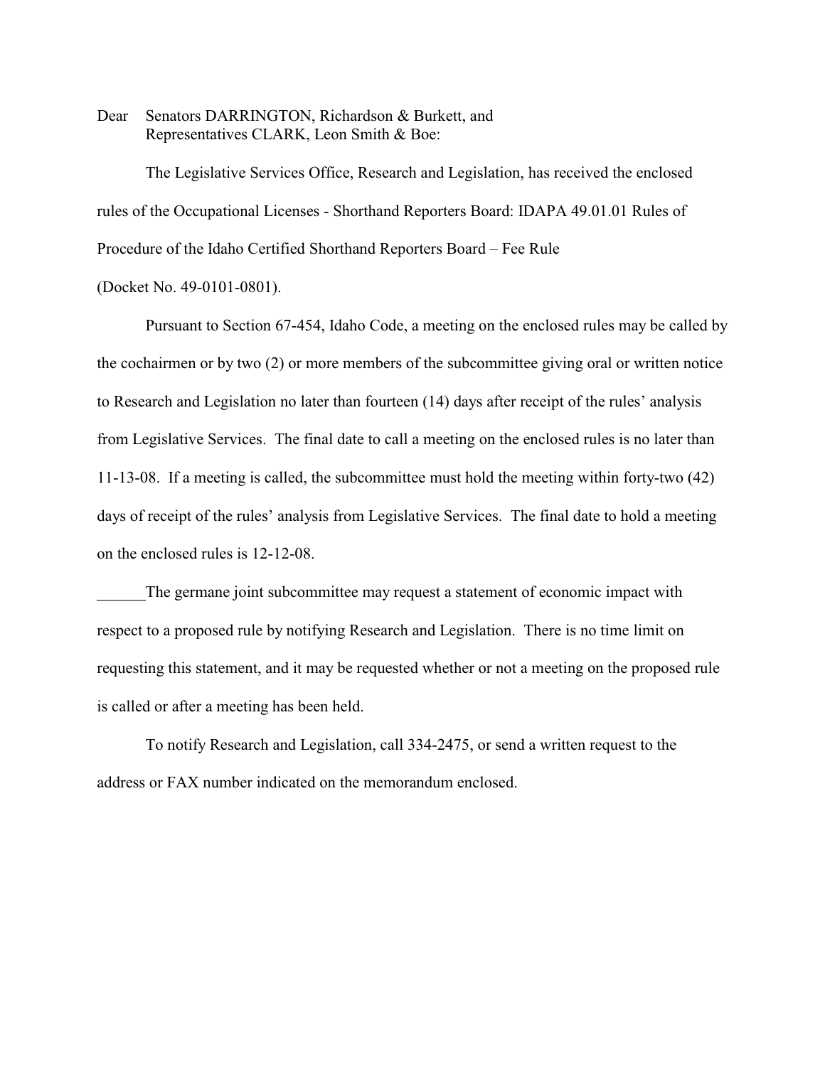Dear Senators DARRINGTON, Richardson & Burkett, and
Representatives CLARK, Leon Smith & Boe:

The Legislative Services Office, Research and Legislation, has received the enclosed rules of the Occupational Licenses - Shorthand Reporters Board: IDAPA 49.01.01 Rules of Procedure of the Idaho Certified Shorthand Reporters Board – Fee Rule (Docket No. 49-0101-0801).

Pursuant to Section 67-454, Idaho Code, a meeting on the enclosed rules may be called by the cochairmen or by two (2) or more members of the subcommittee giving oral or written notice to Research and Legislation no later than fourteen (14) days after receipt of the rules' analysis from Legislative Services. The final date to call a meeting on the enclosed rules is no later than 11-13-08. If a meeting is called, the subcommittee must hold the meeting within forty-two (42) days of receipt of the rules' analysis from Legislative Services. The final date to hold a meeting on the enclosed rules is 12-12-08.

______The germane joint subcommittee may request a statement of economic impact with respect to a proposed rule by notifying Research and Legislation. There is no time limit on requesting this statement, and it may be requested whether or not a meeting on the proposed rule is called or after a meeting has been held.

To notify Research and Legislation, call 334-2475, or send a written request to the address or FAX number indicated on the memorandum enclosed.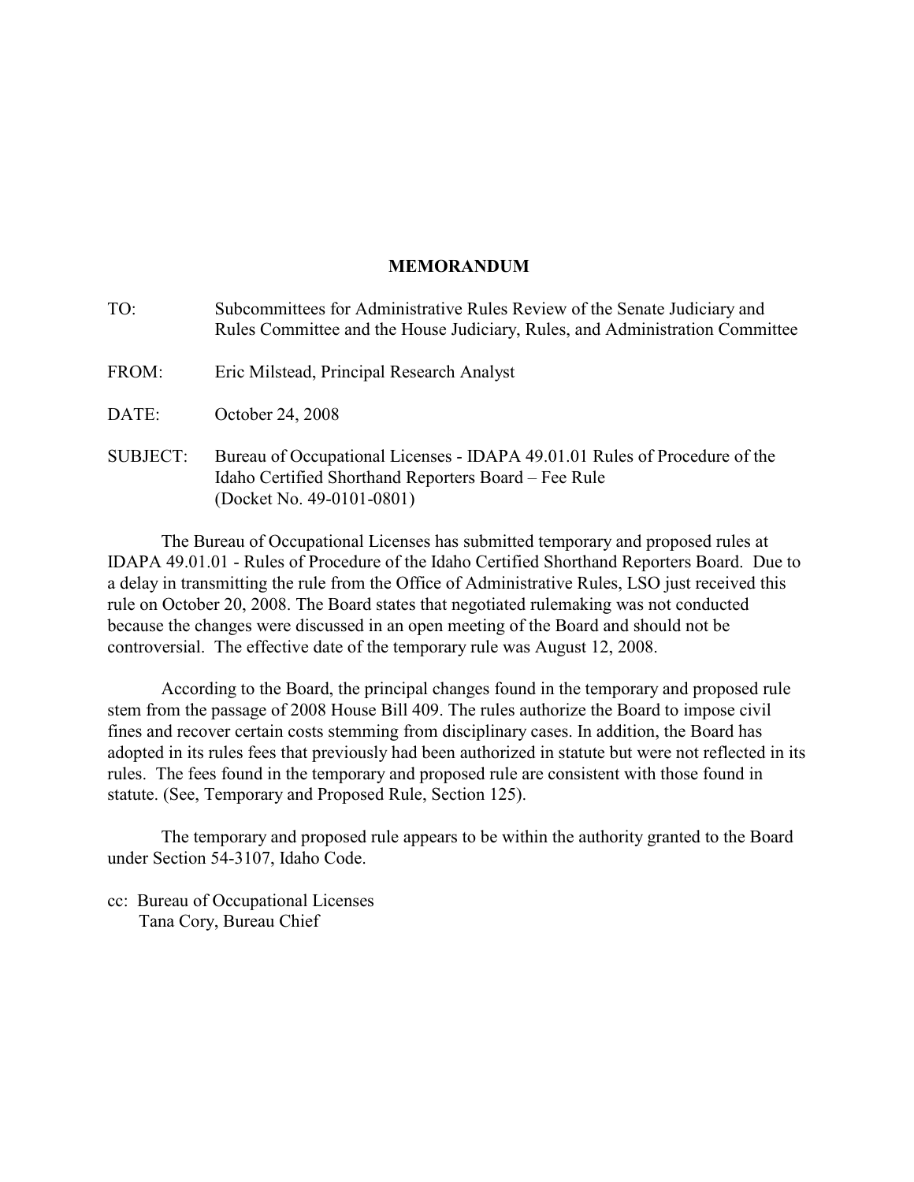# MEMORANDUM

TO: Subcommittees for Administrative Rules Review of the Senate Judiciary and Rules Committee and the House Judiciary, Rules, and Administration Committee

FROM: Eric Milstead, Principal Research Analyst

DATE: October 24, 2008

SUBJECT: Bureau of Occupational Licenses - IDAPA 49.01.01 Rules of Procedure of the Idaho Certified Shorthand Reporters Board – Fee Rule (Docket No. 49-0101-0801)

The Bureau of Occupational Licenses has submitted temporary and proposed rules at IDAPA 49.01.01 - Rules of Procedure of the Idaho Certified Shorthand Reporters Board. Due to a delay in transmitting the rule from the Office of Administrative Rules, LSO just received this rule on October 20, 2008. The Board states that negotiated rulemaking was not conducted because the changes were discussed in an open meeting of the Board and should not be controversial. The effective date of the temporary rule was August 12, 2008.

According to the Board, the principal changes found in the temporary and proposed rule stem from the passage of 2008 House Bill 409. The rules authorize the Board to impose civil fines and recover certain costs stemming from disciplinary cases. In addition, the Board has adopted in its rules fees that previously had been authorized in statute but were not reflected in its rules. The fees found in the temporary and proposed rule are consistent with those found in statute. (See, Temporary and Proposed Rule, Section 125).

The temporary and proposed rule appears to be within the authority granted to the Board under Section 54-3107, Idaho Code.

cc: Bureau of Occupational Licenses
Tana Cory, Bureau Chief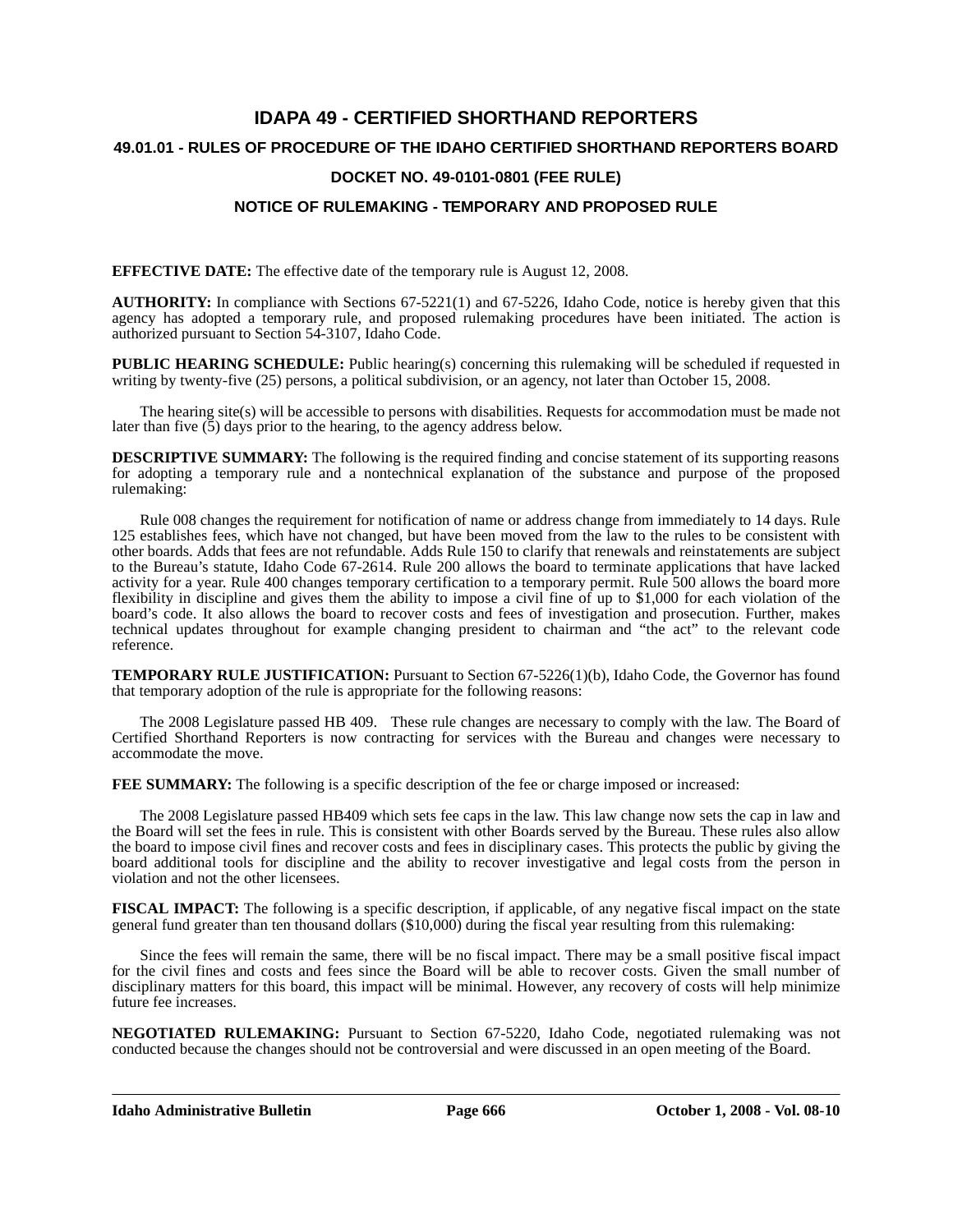# IDAPA 49 - CERTIFIED SHORTHAND REPORTERS

## 49.01.01 - RULES OF PROCEDURE OF THE IDAHO CERTIFIED SHORTHAND REPORTERS BOARD

## DOCKET NO. 49-0101-0801 (FEE RULE)

## NOTICE OF RULEMAKING - TEMPORARY AND PROPOSED RULE

**EFFECTIVE DATE:** The effective date of the temporary rule is August 12, 2008.

**AUTHORITY:** In compliance with Sections 67-5221(1) and 67-5226, Idaho Code, notice is hereby given that this agency has adopted a temporary rule, and proposed rulemaking procedures have been initiated. The action is authorized pursuant to Section 54-3107, Idaho Code.

**PUBLIC HEARING SCHEDULE:** Public hearing(s) concerning this rulemaking will be scheduled if requested in writing by twenty-five (25) persons, a political subdivision, or an agency, not later than October 15, 2008.

The hearing site(s) will be accessible to persons with disabilities. Requests for accommodation must be made not later than five (5) days prior to the hearing, to the agency address below.

**DESCRIPTIVE SUMMARY:** The following is the required finding and concise statement of its supporting reasons for adopting a temporary rule and a nontechnical explanation of the substance and purpose of the proposed rulemaking:

Rule 008 changes the requirement for notification of name or address change from immediately to 14 days. Rule 125 establishes fees, which have not changed, but have been moved from the law to the rules to be consistent with other boards. Adds that fees are not refundable. Adds Rule 150 to clarify that renewals and reinstatements are subject to the Bureau's statute, Idaho Code 67-2614. Rule 200 allows the board to terminate applications that have lacked activity for a year. Rule 400 changes temporary certification to a temporary permit. Rule 500 allows the board more flexibility in discipline and gives them the ability to impose a civil fine of up to $1,000 for each violation of the board's code. It also allows the board to recover costs and fees of investigation and prosecution. Further, makes technical updates throughout for example changing president to chairman and "the act" to the relevant code reference.

**TEMPORARY RULE JUSTIFICATION:** Pursuant to Section 67-5226(1)(b), Idaho Code, the Governor has found that temporary adoption of the rule is appropriate for the following reasons:

The 2008 Legislature passed HB 409. These rule changes are necessary to comply with the law. The Board of Certified Shorthand Reporters is now contracting for services with the Bureau and changes were necessary to accommodate the move.

**FEE SUMMARY:** The following is a specific description of the fee or charge imposed or increased:

The 2008 Legislature passed HB409 which sets fee caps in the law. This law change now sets the cap in law and the Board will set the fees in rule. This is consistent with other Boards served by the Bureau. These rules also allow the board to impose civil fines and recover costs and fees in disciplinary cases. This protects the public by giving the board additional tools for discipline and the ability to recover investigative and legal costs from the person in violation and not the other licensees.

**FISCAL IMPACT:** The following is a specific description, if applicable, of any negative fiscal impact on the state general fund greater than ten thousand dollars ($10,000) during the fiscal year resulting from this rulemaking:

Since the fees will remain the same, there will be no fiscal impact. There may be a small positive fiscal impact for the civil fines and costs and fees since the Board will be able to recover costs. Given the small number of disciplinary matters for this board, this impact will be minimal. However, any recovery of costs will help minimize future fee increases.

**NEGOTIATED RULEMAKING:** Pursuant to Section 67-5220, Idaho Code, negotiated rulemaking was not conducted because the changes should not be controversial and were discussed in an open meeting of the Board.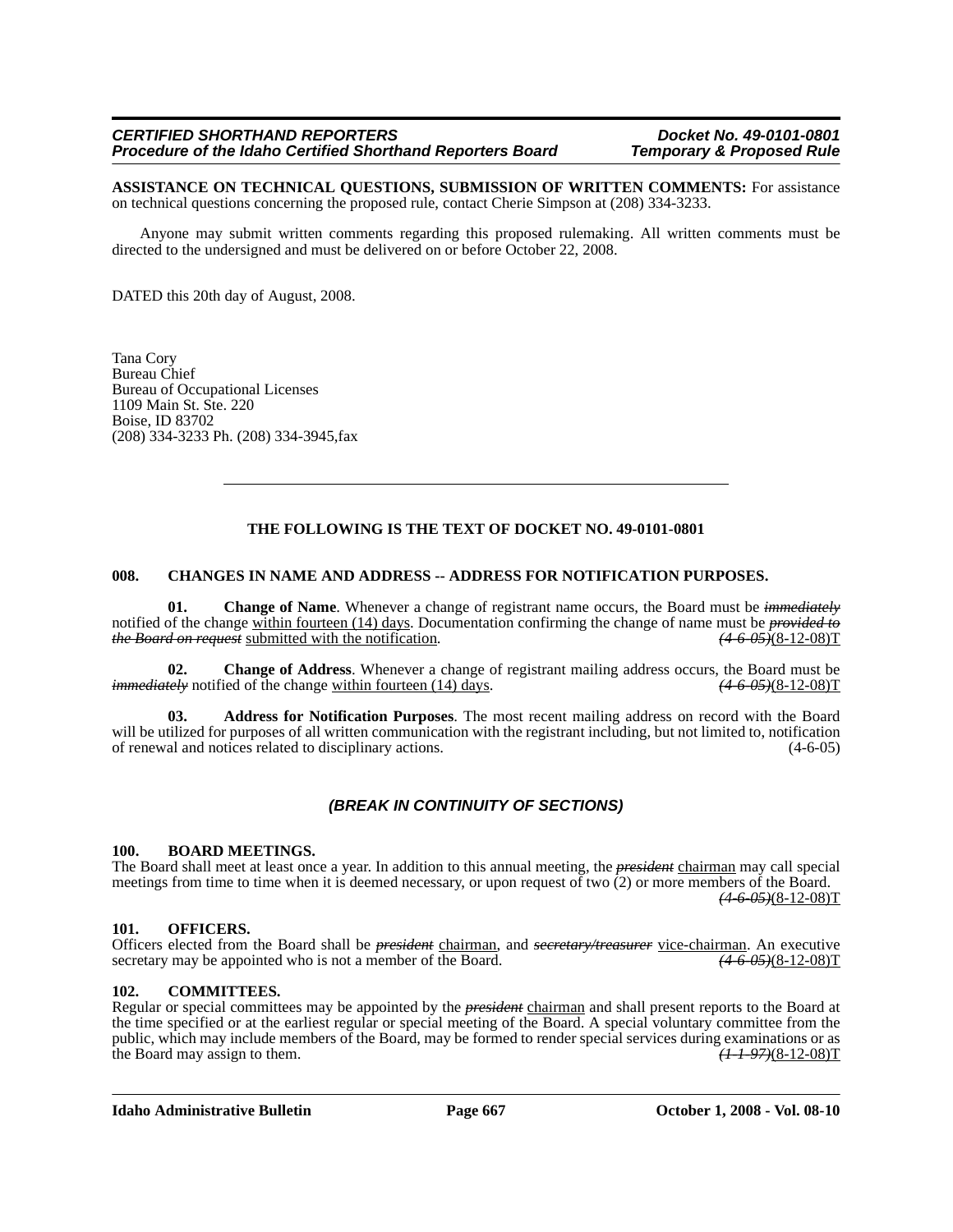**ASSISTANCE ON TECHNICAL QUESTIONS, SUBMISSION OF WRITTEN COMMENTS:** For assistance on technical questions concerning the proposed rule, contact Cherie Simpson at (208) 334-3233.

Anyone may submit written comments regarding this proposed rulemaking. All written comments must be directed to the undersigned and must be delivered on or before October 22, 2008.

DATED this 20th day of August, 2008.

Tana Cory
Bureau Chief
Bureau of Occupational Licenses
1109 Main St. Ste. 220
Boise, ID 83702
(208) 334-3233 Ph. (208) 334-3945,fax

---

**THE FOLLOWING IS THE TEXT OF DOCKET NO. 49-0101-0801**

**008. CHANGES IN NAME AND ADDRESS -- ADDRESS FOR NOTIFICATION PURPOSES.**

**01. Change of Name**. Whenever a change of registrant name occurs, the Board must be ~~*immediately*~~ notified of the change within fourteen (14) days. Documentation confirming the change of name must be ~~*provided to the Board on request*~~ submitted with the notification. ~~*(4-6-05)*~~(8-12-08)T

**02. Change of Address**. Whenever a change of registrant mailing address occurs, the Board must be ~~*immediately*~~ notified of the change within fourteen (14) days. ~~*(4-6-05)*~~(8-12-08)T

**03. Address for Notification Purposes**. The most recent mailing address on record with the Board will be utilized for purposes of all written communication with the registrant including, but not limited to, notification of renewal and notices related to disciplinary actions. (4-6-05)

***(BREAK IN CONTINUITY OF SECTIONS)***

**100. BOARD MEETINGS.**
The Board shall meet at least once a year. In addition to this annual meeting, the ~~*president*~~ chairman may call special meetings from time to time when it is deemed necessary, or upon request of two (2) or more members of the Board. ~~*(4-6-05)*~~(8-12-08)T

**101. OFFICERS.**
Officers elected from the Board shall be ~~*president*~~ chairman, and ~~*secretary/treasurer*~~ vice-chairman. An executive secretary may be appointed who is not a member of the Board. ~~*(4-6-05)*~~(8-12-08)T

**102. COMMITTEES.**
Regular or special committees may be appointed by the ~~*president*~~ chairman and shall present reports to the Board at the time specified or at the earliest regular or special meeting of the Board. A special voluntary committee from the public, which may include members of the Board, may be formed to render special services during examinations or as the Board may assign to them. ~~*(1-1-97)*~~(8-12-08)T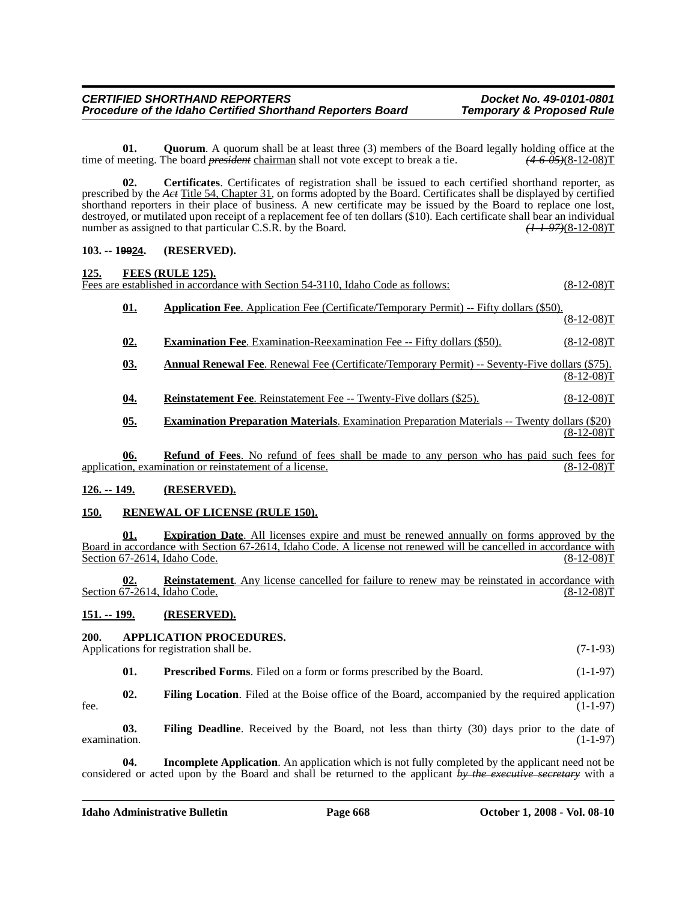**01. Quorum**. A quorum shall be at least three (3) members of the Board legally holding office at the time of meeting. The board ~~*president*~~ chairman shall not vote except to break a tie. ~~*(4-6-05)*~~(8-12-08)T

**02. Certificates**. Certificates of registration shall be issued to each certified shorthand reporter, as prescribed by the ~~*Act*~~ Title 54, Chapter 31, on forms adopted by the Board. Certificates shall be displayed by certified shorthand reporters in their place of business. A new certificate may be issued by the Board to replace one lost, destroyed, or mutilated upon receipt of a replacement fee of ten dollars ($10). Each certificate shall bear an individual number as assigned to that particular C.S.R. by the Board. ~~*(1-1-97)*~~(8-12-08)T

**103. -- 1~~99~~24. (RESERVED).**

**125. FEES (RULE 125).**

Fees are established in accordance with Section 54-3110, Idaho Code as follows: (8-12-08)T

**01. Application Fee**. Application Fee (Certificate/Temporary Permit) -- Fifty dollars ($50). (8-12-08)T

**02. Examination Fee**. Examination-Reexamination Fee -- Fifty dollars ($50). (8-12-08)T

**03. Annual Renewal Fee**. Renewal Fee (Certificate/Temporary Permit) -- Seventy-Five dollars ($75). (8-12-08)T

**04. Reinstatement Fee**. Reinstatement Fee -- Twenty-Five dollars ($25). (8-12-08)T

**05. Examination Preparation Materials**. Examination Preparation Materials -- Twenty dollars ($20) (8-12-08)T

**06. Refund of Fees**. No refund of fees shall be made to any person who has paid such fees for application, examination or reinstatement of a license. (8-12-08)T

**126. -- 149. (RESERVED).**

**150. RENEWAL OF LICENSE (RULE 150).**

**01. Expiration Date**. All licenses expire and must be renewed annually on forms approved by the Board in accordance with Section 67-2614, Idaho Code. A license not renewed will be cancelled in accordance with Section 67-2614, Idaho Code. (8-12-08)T

**02. Reinstatement**. Any license cancelled for failure to renew may be reinstated in accordance with Section 67-2614, Idaho Code. (8-12-08)T

**151. -- 199. (RESERVED).**

**200. APPLICATION PROCEDURES.**

Applications for registration shall be. (7-1-93)

**01. Prescribed Forms**. Filed on a form or forms prescribed by the Board. (1-1-97)

**02. Filing Location**. Filed at the Boise office of the Board, accompanied by the required application fee. (1-1-97)

**03. Filing Deadline**. Received by the Board, not less than thirty (30) days prior to the date of examination. (1-1-97)

**04. Incomplete Application**. An application which is not fully completed by the applicant need not be considered or acted upon by the Board and shall be returned to the applicant ~~*by the executive secretary*~~ with a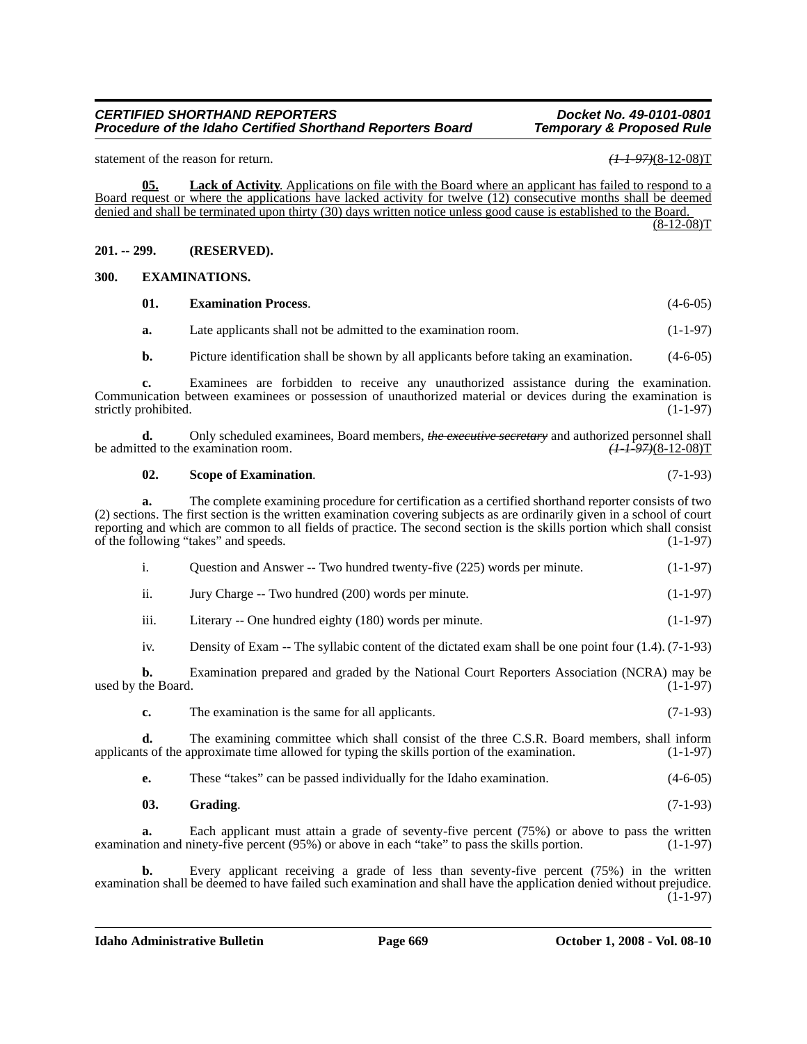statement of the reason for return. ~~(1-1-97)~~(8-12-08)T

<u>**05.** **Lack of Activity**. Applications on file with the Board where an applicant has failed to respond to a Board request or where the applications have lacked activity for twelve (12) consecutive months shall be deemed denied and shall be terminated upon thirty (30) days written notice unless good cause is established to the Board.</u> <u>(8-12-08)T</u>

**201. -- 299. (RESERVED).**

**300. EXAMINATIONS.**

**01. Examination Process**. (4-6-05)

**a.** Late applicants shall not be admitted to the examination room. (1-1-97)

**b.** Picture identification shall be shown by all applicants before taking an examination. (4-6-05)

**c.** Examinees are forbidden to receive any unauthorized assistance during the examination. Communication between examinees or possession of unauthorized material or devices during the examination is strictly prohibited. (1-1-97)

**d.** Only scheduled examinees, Board members, ~~*the executive secretary*~~ and authorized personnel shall be admitted to the examination room. ~~(1-1-97)~~(8-12-08)T

**02. Scope of Examination**. (7-1-93)

**a.** The complete examining procedure for certification as a certified shorthand reporter consists of two (2) sections. The first section is the written examination covering subjects as are ordinarily given in a school of court reporting and which are common to all fields of practice. The second section is the skills portion which shall consist of the following "takes" and speeds. (1-1-97)

i. Question and Answer -- Two hundred twenty-five (225) words per minute. (1-1-97)

ii. Jury Charge -- Two hundred (200) words per minute. (1-1-97)

iii. Literary -- One hundred eighty (180) words per minute. (1-1-97)

iv. Density of Exam -- The syllabic content of the dictated exam shall be one point four (1.4). (7-1-93)

**b.** Examination prepared and graded by the National Court Reporters Association (NCRA) may be used by the Board. (1-1-97)

**c.** The examination is the same for all applicants. (7-1-93)

**d.** The examining committee which shall consist of the three C.S.R. Board members, shall inform applicants of the approximate time allowed for typing the skills portion of the examination. (1-1-97)

**e.** These "takes" can be passed individually for the Idaho examination. (4-6-05)

**03. Grading**. (7-1-93)

**a.** Each applicant must attain a grade of seventy-five percent (75%) or above to pass the written examination and ninety-five percent (95%) or above in each "take" to pass the skills portion. (1-1-97)

**b.** Every applicant receiving a grade of less than seventy-five percent (75%) in the written examination shall be deemed to have failed such examination and shall have the application denied without prejudice. (1-1-97)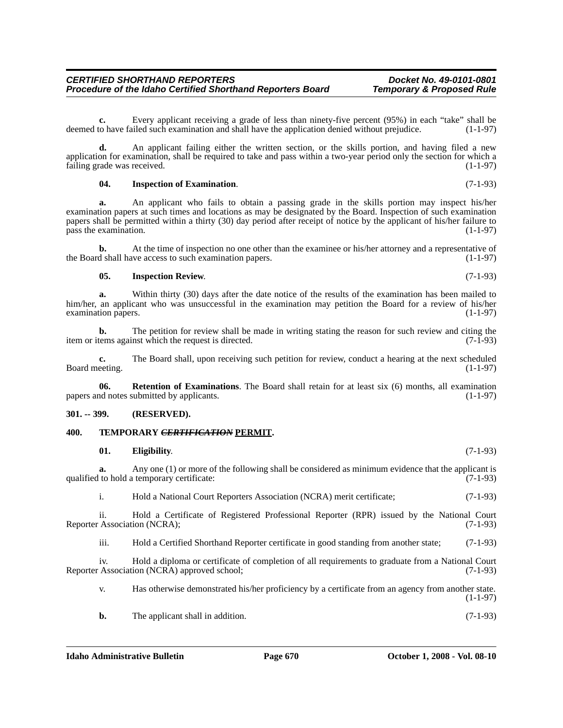**c.** Every applicant receiving a grade of less than ninety-five percent (95%) in each "take" shall be deemed to have failed such examination and shall have the application denied without prejudice. (1-1-97)

**d.** An applicant failing either the written section, or the skills portion, and having filed a new application for examination, shall be required to take and pass within a two-year period only the section for which a failing grade was received. (1-1-97)

**04. Inspection of Examination**. (7-1-93)

**a.** An applicant who fails to obtain a passing grade in the skills portion may inspect his/her examination papers at such times and locations as may be designated by the Board. Inspection of such examination papers shall be permitted within a thirty (30) day period after receipt of notice by the applicant of his/her failure to pass the examination. (1-1-97)

**b.** At the time of inspection no one other than the examinee or his/her attorney and a representative of the Board shall have access to such examination papers. (1-1-97)

**05. Inspection Review**. (7-1-93)

**a.** Within thirty (30) days after the date notice of the results of the examination has been mailed to him/her, an applicant who was unsuccessful in the examination may petition the Board for a review of his/her examination papers. (1-1-97)

**b.** The petition for review shall be made in writing stating the reason for such review and citing the item or items against which the request is directed. (7-1-93)

**c.** The Board shall, upon receiving such petition for review, conduct a hearing at the next scheduled Board meeting. (1-1-97)

**06. Retention of Examinations**. The Board shall retain for at least six (6) months, all examination papers and notes submitted by applicants. (1-1-97)

**301. -- 399. (RESERVED).**

**400. TEMPORARY ~~*CERTIFICATION*~~ <u>PERMIT</u>.**

**01. Eligibility**. (7-1-93)

**a.** Any one (1) or more of the following shall be considered as minimum evidence that the applicant is qualified to hold a temporary certificate: (7-1-93)

i. Hold a National Court Reporters Association (NCRA) merit certificate; (7-1-93)

ii. Hold a Certificate of Registered Professional Reporter (RPR) issued by the National Court Reporter Association (NCRA); (7-1-93)

iii. Hold a Certified Shorthand Reporter certificate in good standing from another state; (7-1-93)

iv. Hold a diploma or certificate of completion of all requirements to graduate from a National Court Reporter Association (NCRA) approved school; (7-1-93)

v. Has otherwise demonstrated his/her proficiency by a certificate from an agency from another state. (1-1-97)

**b.** The applicant shall in addition. (7-1-93)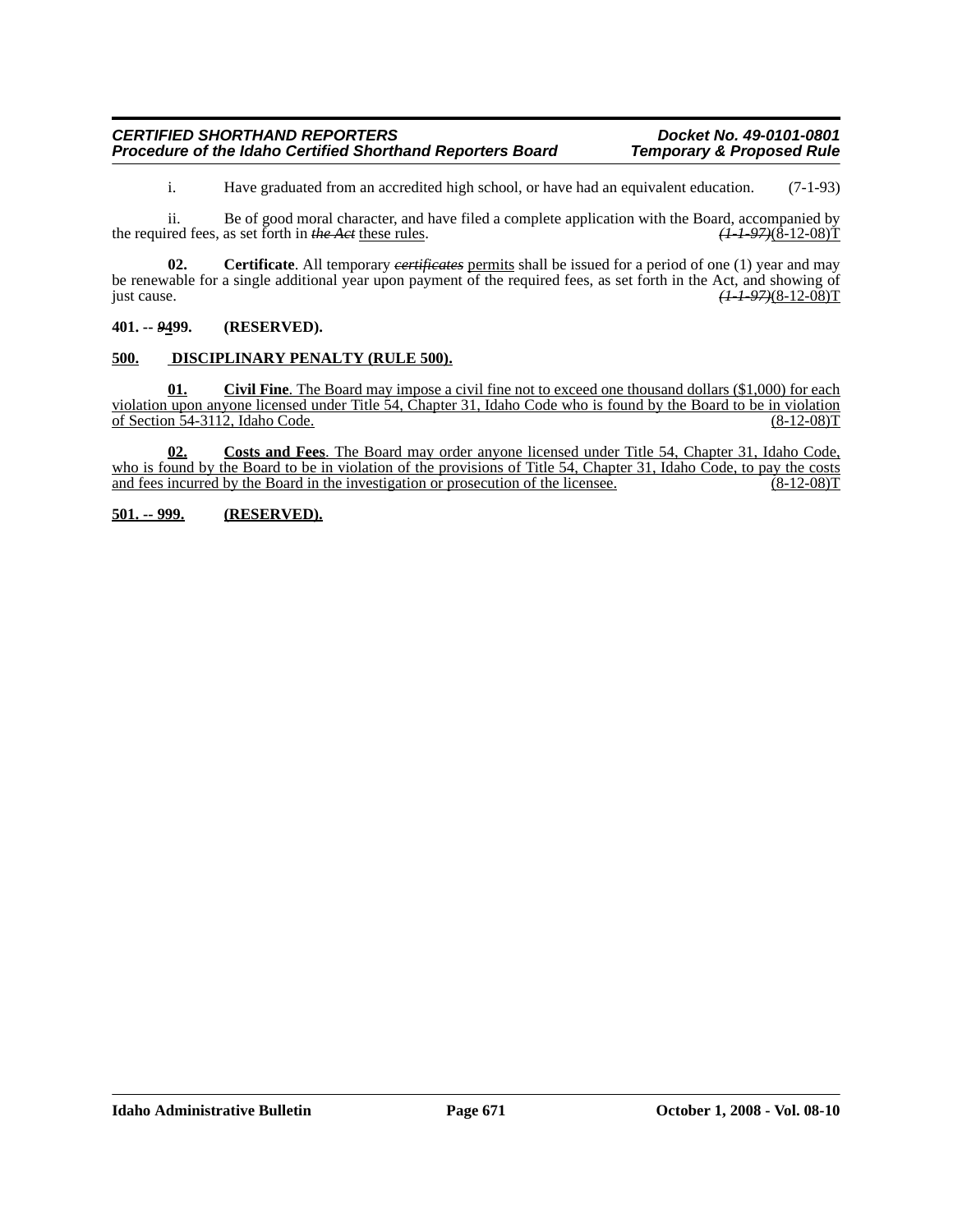i. Have graduated from an accredited high school, or have had an equivalent education. (7-1-93)

ii. Be of good moral character, and have filed a complete application with the Board, accompanied by the required fees, as set forth in ~~*the Act*~~ these rules. ~~*(1-1-97)*~~(8-12-08)T

**02. Certificate**. All temporary ~~*certificates*~~ permits shall be issued for a period of one (1) year and may be renewable for a single additional year upon payment of the required fees, as set forth in the Act, and showing of just cause. ~~*(1-1-97)*~~(8-12-08)T

**401. -- ~~*9*~~4 99. (RESERVED).**

**500. DISCIPLINARY PENALTY (RULE 500).**

**01. Civil Fine**. The Board may impose a civil fine not to exceed one thousand dollars ($1,000) for each violation upon anyone licensed under Title 54, Chapter 31, Idaho Code who is found by the Board to be in violation of Section 54-3112, Idaho Code. (8-12-08)T

**02. Costs and Fees**. The Board may order anyone licensed under Title 54, Chapter 31, Idaho Code, who is found by the Board to be in violation of the provisions of Title 54, Chapter 31, Idaho Code, to pay the costs and fees incurred by the Board in the investigation or prosecution of the licensee. (8-12-08)T

**501. -- 999. (RESERVED).**